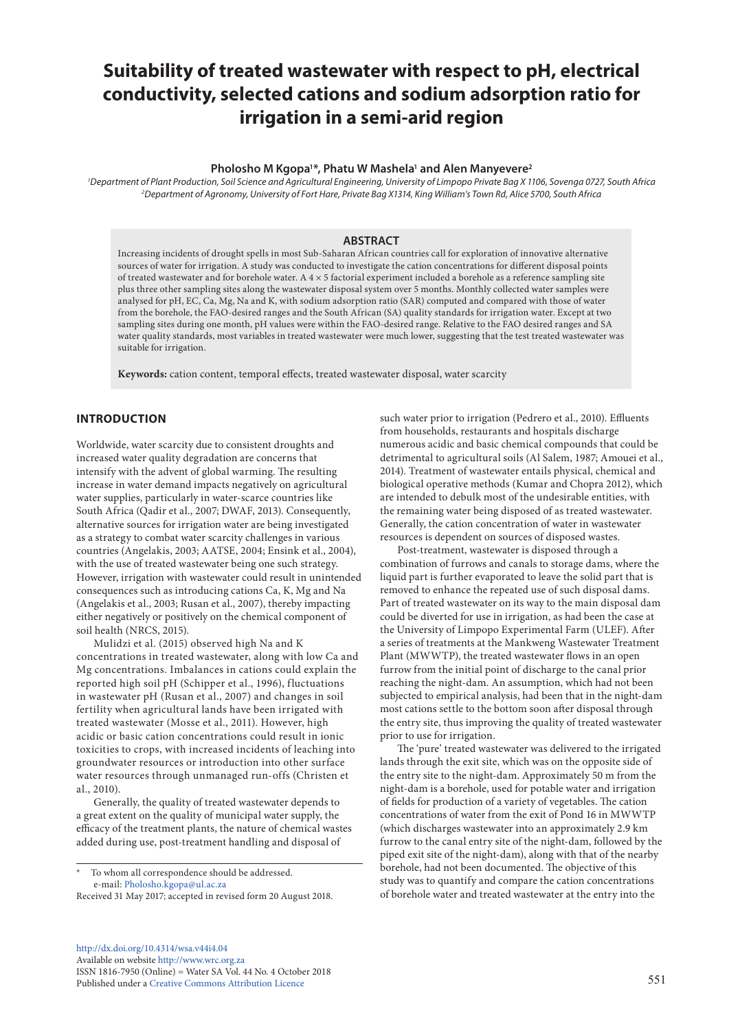# Suitability of treated wastewater with respect to pH, electrical conductivity, selected cations and sodium adsorption ratio for irrigation in a semi-arid region

**Pholosho M Kgopa[1]*, Phatu W Mashela[1] and Alen Manyevere[2]**

[1]*Department of Plant Production, Soil Science and Agricultural Engineering, University of Limpopo Private Bag X 1106, Sovenga 0727, South Africa*
[2]*Department of Agronomy, University of Fort Hare, Private Bag X1314, King William's Town Rd, Alice 5700, South Africa*

## ABSTRACT

Increasing incidents of drought spells in most Sub-Saharan African countries call for exploration of innovative alternative sources of water for irrigation. A study was conducted to investigate the cation concentrations for different disposal points of treated wastewater and for borehole water. A 4 × 5 factorial experiment included a borehole as a reference sampling site plus three other sampling sites along the wastewater disposal system over 5 months. Monthly collected water samples were analysed for pH, EC, Ca, Mg, Na and K, with sodium adsorption ratio (SAR) computed and compared with those of water from the borehole, the FAO-desired ranges and the South African (SA) quality standards for irrigation water. Except at two sampling sites during one month, pH values were within the FAO-desired range. Relative to the FAO desired ranges and SA water quality standards, most variables in treated wastewater were much lower, suggesting that the test treated wastewater was suitable for irrigation.

**Keywords:** cation content, temporal effects, treated wastewater disposal, water scarcity

## INTRODUCTION

Worldwide, water scarcity due to consistent droughts and increased water quality degradation are concerns that intensify with the advent of global warming. The resulting increase in water demand impacts negatively on agricultural water supplies, particularly in water-scarce countries like South Africa (Qadir et al., 2007; DWAF, 2013). Consequently, alternative sources for irrigation water are being investigated as a strategy to combat water scarcity challenges in various countries (Angelakis, 2003; AATSE, 2004; Ensink et al., 2004), with the use of treated wastewater being one such strategy. However, irrigation with wastewater could result in unintended consequences such as introducing cations Ca, K, Mg and Na (Angelakis et al., 2003; Rusan et al., 2007), thereby impacting either negatively or positively on the chemical component of soil health (NRCS, 2015).

Mulidzi et al. (2015) observed high Na and K concentrations in treated wastewater, along with low Ca and Mg concentrations. Imbalances in cations could explain the reported high soil pH (Schipper et al., 1996), fluctuations in wastewater pH (Rusan et al., 2007) and changes in soil fertility when agricultural lands have been irrigated with treated wastewater (Mosse et al., 2011). However, high acidic or basic cation concentrations could result in ionic toxicities to crops, with increased incidents of leaching into groundwater resources or introduction into other surface water resources through unmanaged run-offs (Christen et al., 2010).

Generally, the quality of treated wastewater depends to a great extent on the quality of municipal water supply, the efficacy of the treatment plants, the nature of chemical wastes added during use, post-treatment handling and disposal of such water prior to irrigation (Pedrero et al., 2010). Effluents from households, restaurants and hospitals discharge numerous acidic and basic chemical compounds that could be detrimental to agricultural soils (Al Salem, 1987; Amouei et al., 2014). Treatment of wastewater entails physical, chemical and biological operative methods (Kumar and Chopra 2012), which are intended to debulk most of the undesirable entities, with the remaining water being disposed of as treated wastewater. Generally, the cation concentration of water in wastewater resources is dependent on sources of disposed wastes.

Post-treatment, wastewater is disposed through a combination of furrows and canals to storage dams, where the liquid part is further evaporated to leave the solid part that is removed to enhance the repeated use of such disposal dams. Part of treated wastewater on its way to the main disposal dam could be diverted for use in irrigation, as had been the case at the University of Limpopo Experimental Farm (ULEF). After a series of treatments at the Mankweng Wastewater Treatment Plant (MWWTP), the treated wastewater flows in an open furrow from the initial point of discharge to the canal prior reaching the night-dam. An assumption, which had not been subjected to empirical analysis, had been that in the night-dam most cations settle to the bottom soon after disposal through the entry site, thus improving the quality of treated wastewater prior to use for irrigation.

The 'pure' treated wastewater was delivered to the irrigated lands through the exit site, which was on the opposite side of the entry site to the night-dam. Approximately 50 m from the night-dam is a borehole, used for potable water and irrigation of fields for production of a variety of vegetables. The cation concentrations of water from the exit of Pond 16 in MWWTP (which discharges wastewater into an approximately 2.9 km furrow to the canal entry site of the night-dam, followed by the piped exit site of the night-dam), along with that of the nearby borehole, had not been documented. The objective of this study was to quantify and compare the cation concentrations of borehole water and treated wastewater at the entry into the

---

\* To whom all correspondence should be addressed.
e-mail: Pholosho.kgopa@ul.ac.za

Received 31 May 2017; accepted in revised form 20 August 2018.

http://dx.doi.org/10.4314/wsa.v44i4.04
Available on website http://www.wrc.org.za
ISSN 1816-7950 (Online) = Water SA Vol. 44 No. 4 October 2018
Published under a Creative Commons Attribution Licence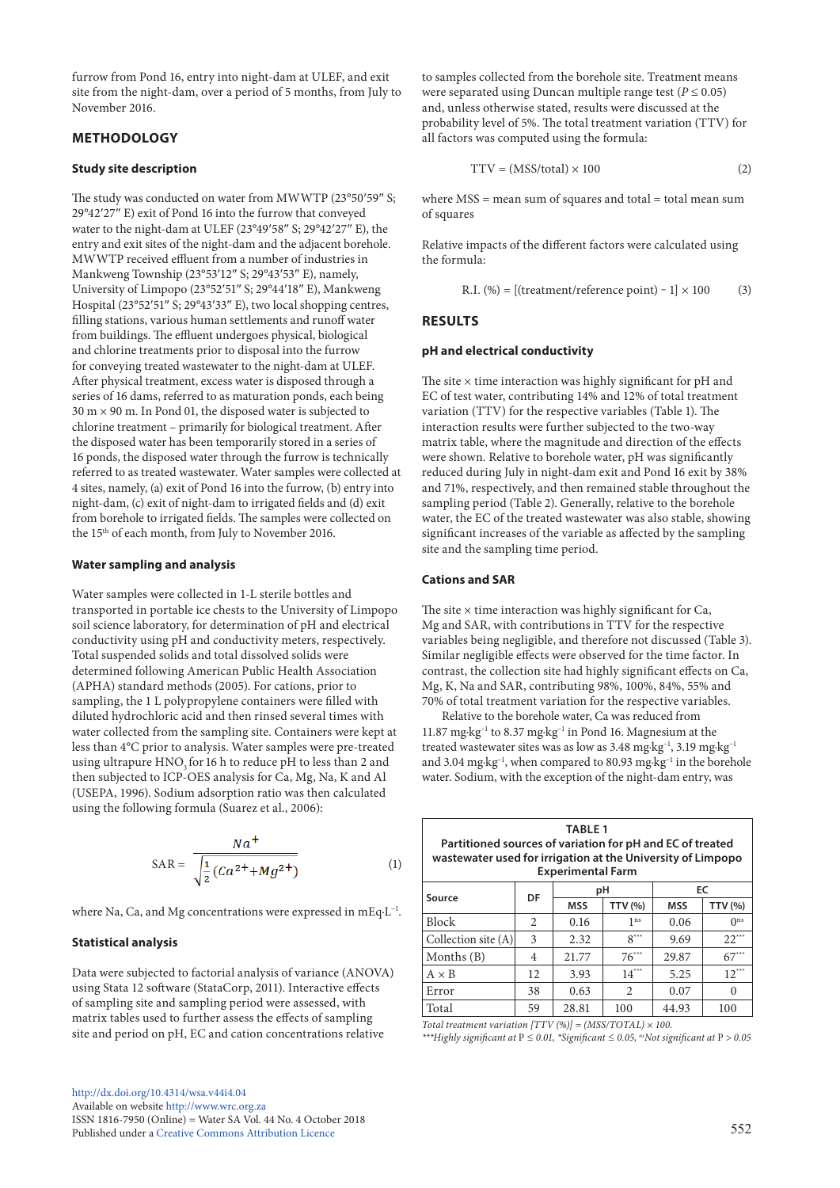furrow from Pond 16, entry into night-dam at ULEF, and exit site from the night-dam, over a period of 5 months, from July to November 2016.

## METHODOLOGY

### Study site description

The study was conducted on water from MWWTP (23°50′59″ S; 29°42′27″ E) exit of Pond 16 into the furrow that conveyed water to the night-dam at ULEF (23°49′58″ S; 29°42′27″ E), the entry and exit sites of the night-dam and the adjacent borehole. MWWTP received effluent from a number of industries in Mankweng Township (23°53′12″ S; 29°43′53″ E), namely, University of Limpopo (23°52′51″ S; 29°44′18″ E), Mankweng Hospital (23°52′51″ S; 29°43′33″ E), two local shopping centres, filling stations, various human settlements and runoff water from buildings. The effluent undergoes physical, biological and chlorine treatments prior to disposal into the furrow for conveying treated wastewater to the night-dam at ULEF. After physical treatment, excess water is disposed through a series of 16 dams, referred to as maturation ponds, each being 30 m × 90 m. In Pond 01, the disposed water is subjected to chlorine treatment – primarily for biological treatment. After the disposed water has been temporarily stored in a series of 16 ponds, the disposed water through the furrow is technically referred to as treated wastewater. Water samples were collected at 4 sites, namely, (a) exit of Pond 16 into the furrow, (b) entry into night-dam, (c) exit of night-dam to irrigated fields and (d) exit from borehole to irrigated fields. The samples were collected on the 15th of each month, from July to November 2016.

### Water sampling and analysis

Water samples were collected in 1-L sterile bottles and transported in portable ice chests to the University of Limpopo soil science laboratory, for determination of pH and electrical conductivity using pH and conductivity meters, respectively. Total suspended solids and total dissolved solids were determined following American Public Health Association (APHA) standard methods (2005). For cations, prior to sampling, the 1 L polypropylene containers were filled with diluted hydrochloric acid and then rinsed several times with water collected from the sampling site. Containers were kept at less than 4°C prior to analysis. Water samples were pre-treated using ultrapure $HNO_3$ for 16 h to reduce pH to less than 2 and then subjected to ICP-OES analysis for Ca, Mg, Na, K and Al (USEPA, 1996). Sodium adsorption ratio was then calculated using the following formula (Suarez et al., 2006):

$$\text{SAR} = \frac{Na^{+}}{\sqrt{\frac{1}{2}\left(Ca^{2+} + Mg^{2+}\right)}} \tag{1}$$

where Na, Ca, and Mg concentrations were expressed in $\text{mEq}\cdot\text{L}^{-1}$.

### Statistical analysis

Data were subjected to factorial analysis of variance (ANOVA) using Stata 12 software (StataCorp, 2011). Interactive effects of sampling site and sampling period were assessed, with matrix tables used to further assess the effects of sampling site and period on pH, EC and cation concentrations relative to samples collected from the borehole site. Treatment means were separated using Duncan multiple range test ($P \le 0.05$) and, unless otherwise stated, results were discussed at the probability level of 5%. The total treatment variation (TTV) for all factors was computed using the formula:

$$\text{TTV} = (\text{MSS}/\text{total}) \times 100 \tag{2}$$

where MSS = mean sum of squares and total = total mean sum of squares

Relative impacts of the different factors were calculated using the formula:

$$\text{R.I. (\%)} = [(\text{treatment}/\text{reference point}) - 1] \times 100 \tag{3}$$

## RESULTS

### pH and electrical conductivity

The site × time interaction was highly significant for pH and EC of test water, contributing 14% and 12% of total treatment variation (TTV) for the respective variables (Table 1). The interaction results were further subjected to the two-way matrix table, where the magnitude and direction of the effects were shown. Relative to borehole water, pH was significantly reduced during July in night-dam exit and Pond 16 exit by 38% and 71%, respectively, and then remained stable throughout the sampling period (Table 2). Generally, relative to the borehole water, the EC of the treated wastewater was also stable, showing significant increases of the variable as affected by the sampling site and the sampling time period.

### Cations and SAR

The site × time interaction was highly significant for Ca, Mg and SAR, with contributions in TTV for the respective variables being negligible, and therefore not discussed (Table 3). Similar negligible effects were observed for the time factor. In contrast, the collection site had highly significant effects on Ca, Mg, K, Na and SAR, contributing 98%, 100%, 84%, 55% and 70% of total treatment variation for the respective variables.

Relative to the borehole water, Ca was reduced from 11.87 $\text{mg}\cdot\text{kg}^{-1}$ to 8.37 $\text{mg}\cdot\text{kg}^{-1}$ in Pond 16. Magnesium at the treated wastewater sites was as low as 3.48 $\text{mg}\cdot\text{kg}^{-1}$, 3.19 $\text{mg}\cdot\text{kg}^{-1}$ and 3.04 $\text{mg}\cdot\text{kg}^{-1}$, when compared to 80.93 $\text{mg}\cdot\text{kg}^{-1}$ in the borehole water. Sodium, with the exception of the night-dam entry, was

**TABLE 1**
**Partitioned sources of variation for pH and EC of treated wastewater used for irrigation at the University of Limpopo Experimental Farm**

| Source | DF | pH | | EC | |
|---|---|---|---|---|---|
| | | MSS | TTV (%) | MSS | TTV (%) |
| Block | 2 | 0.16 | 1[ns] | 0.06 | 0[ns] |
| Collection site (A) | 3 | 2.32 | 8*** | 9.69 | 22*** |
| Months (B) | 4 | 21.77 | 76*** | 29.87 | 67*** |
| A × B | 12 | 3.93 | 14*** | 5.25 | 12*** |
| Error | 38 | 0.63 | 2 | 0.07 | 0 |
| Total | 59 | 28.81 | 100 | 44.93 | 100 |

*Total treatment variation [TTV (%)] = (MSS/TOTAL) × 100.*
****Highly significant at P ≤ 0.01, *Significant ≤ 0.05, [ns]Not significant at P > 0.05*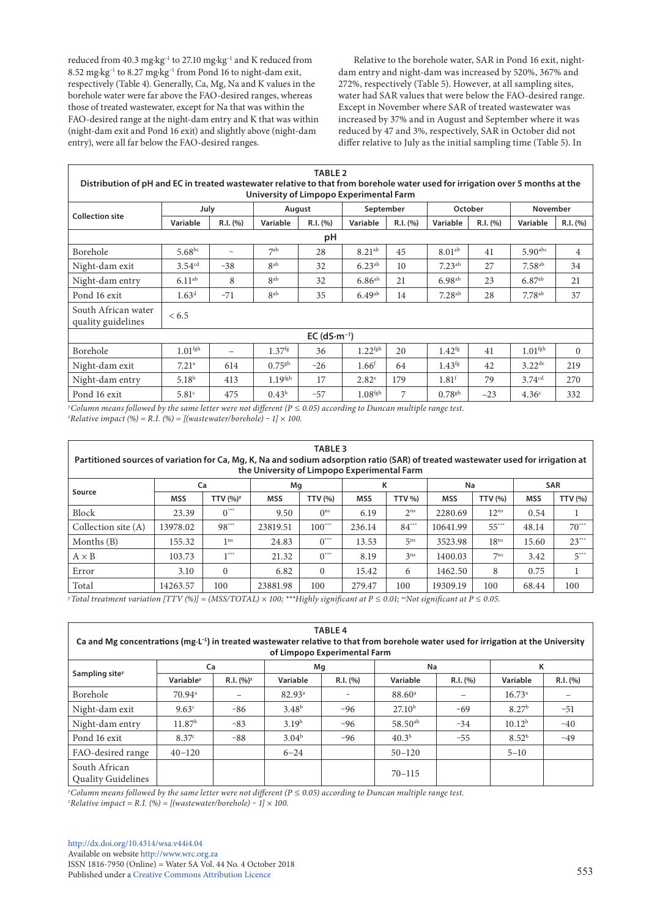reduced from 40.3 mg·kg$^{-1}$ to 27.10 mg·kg$^{-1}$ and K reduced from 8.52 mg·kg$^{-1}$ to 8.27 mg·kg$^{-1}$ from Pond 16 to night-dam exit, respectively (Table 4). Generally, Ca, Mg, Na and K values in the borehole water were far above the FAO-desired ranges, whereas those of treated wastewater, except for Na that was within the FAO-desired range at the night-dam entry and K that was within (night-dam exit and Pond 16 exit) and slightly above (night-dam entry), were all far below the FAO-desired ranges.

Relative to the borehole water, SAR in Pond 16 exit, night-dam entry and night-dam was increased by 520%, 367% and 272%, respectively (Table 5). However, at all sampling sites, water had SAR values that were below the FAO-desired range. Except in November where SAR of treated wastewater was increased by 37% and in August and September where it was reduced by 47 and 3%, respectively, SAR in October did not differ relative to July as the initial sampling time (Table 5). In

**TABLE 2**
**Distribution of pH and EC in treated wastewater relative to that from borehole water used for irrigation over 5 months at the University of Limpopo Experimental Farm**

| Collection site | July | | August | | September | | October | | November | |
|---|---|---|---|---|---|---|---|---|---|---|
| | Variable | R.I. (%) | Variable | R.I. (%) | Variable | R.I. (%) | Variable | R.I. (%) | Variable | R.I. (%) |
| **pH** | | | | | | | | | | |
| Borehole | 5.68$^{bc}$ | – | 7$^{ab}$ | 28 | 8.21$^{ab}$ | 45 | 8.01$^{ab}$ | 41 | 5.90$^{abc}$ | 4 |
| Night-dam exit | 3.54$^{cd}$ | −38 | 8$^{ab}$ | 32 | 6.23$^{ab}$ | 10 | 7.23$^{ab}$ | 27 | 7.58$^{ab}$ | 34 |
| Night-dam entry | 6.11$^{ab}$ | 8 | 8$^{ab}$ | 32 | 6.86$^{ab}$ | 21 | 6.98$^{ab}$ | 23 | 6.87$^{ab}$ | 21 |
| Pond 16 exit | 1.63$^{d}$ | −71 | 8$^{ab}$ | 35 | 6.49$^{ab}$ | 14 | 7.28$^{ab}$ | 28 | 7.78$^{ab}$ | 37 |
| South African water quality guidelines | < 6.5 | | | | | | | | | |
| **EC (dS·m$^{-1}$)** | | | | | | | | | | |
| Borehole | 1.01$^{fgh}$ | – | 1.37$^{fg}$ | 36 | 1.22$^{fgh}$ | 20 | 1.42$^{fg}$ | 41 | 1.01$^{fgh}$ | 0 |
| Night-dam exit | 7.21$^{a}$ | 614 | 0.75$^{gh}$ | −26 | 1.66$^{f}$ | 64 | 1.43$^{fg}$ | 42 | 3.22$^{de}$ | 219 |
| Night-dam entry | 5.18$^{b}$ | 413 | 1.19$^{fgh}$ | 17 | 2.82$^{e}$ | 179 | 1.81$^{f}$ | 79 | 3.74$^{cd}$ | 270 |
| Pond 16 exit | 5.81$^{c}$ | 475 | 0.43$^{h}$ | −57 | 1.08$^{fgh}$ | 7 | 0.78$^{gh}$ | −23 | 4.36$^{c}$ | 332 |

*[y]Column means followed by the same letter were not different ($P \leq 0.05$) according to Duncan multiple range test.*
*[z]Relative impact (%) = R.I. (%) = [(wastewater/borehole) − 1] × 100.*

**TABLE 3**
**Partitioned sources of variation for Ca, Mg, K, Na and sodium adsorption ratio (SAR) of treated wastewater used for irrigation at the University of Limpopo Experimental Farm**

| Source | Ca | | Mg | | K | | Na | | SAR | |
|---|---|---|---|---|---|---|---|---|---|---|
| | MSS | TTV (%)[y] | MSS | TTV (%) | MSS | TTV %) | MSS | TTV (%) | MSS | TTV (%) |
| Block | 23.39 | 0*** | 9.50 | 0[ns] | 6.19 | 2[ns] | 2280.69 | 12[ns] | 0.54 | 1 |
| Collection site (A) | 13978.02 | 98*** | 23819.51 | 100*** | 236.14 | 84*** | 10641.99 | 55*** | 48.14 | 70*** |
| Months (B) | 155.32 | 1[ns] | 24.83 | 0*** | 13.53 | 5[ns] | 3523.98 | 18[ns] | 15.60 | 23*** |
| A × B | 103.73 | 1*** | 21.32 | 0*** | 8.19 | 3[ns] | 1400.03 | 7[ns] | 3.42 | 5*** |
| Error | 3.10 | 0 | 6.82 | 0 | 15.42 | 6 | 1462.50 | 8 | 0.75 | 1 |
| Total | 14263.57 | 100 | 23881.98 | 100 | 279.47 | 100 | 19309.19 | 100 | 68.44 | 100 |

*[y]Total treatment variation [TTV (%)] = (MSS/TOTAL) × 100; ***Highly significant at $P \leq 0.01$; [ns]Not significant at $P \leq 0.05$.*

**TABLE 4**
**Ca and Mg concentrations (mg·L$^{-1}$) in treated wastewater relative to that from borehole water used for irrigation at the University of Limpopo Experimental Farm**

| Sampling site[y] | Ca | | Mg | | Na | | K | |
|---|---|---|---|---|---|---|---|---|
| | Variable[y] | R.I. (%)[z] | Variable | R.I. (%) | Variable | R.I. (%) | Variable | R.I. (%) |
| Borehole | 70.94$^{a}$ | – | 82.93$^{a}$ | – | 88.60$^{a}$ | – | 16.73$^{a}$ | – |
| Night-dam exit | 9.63$^{c}$ | −86 | 3.48$^{b}$ | −96 | 27.10$^{b}$ | −69 | 8.27$^{b}$ | −51 |
| Night-dam entry | 11.87$^{b}$ | −83 | 3.19$^{b}$ | −96 | 58.50$^{ab}$ | −34 | 10.12$^{b}$ | −40 |
| Pond 16 exit | 8.37$^{c}$ | −88 | 3.04$^{b}$ | −96 | 40.3$^{b}$ | −55 | 8.52$^{b}$ | −49 |
| FAO-desired range | 40–120 | | 6–24 | | 50–120 | | 5–10 | |
| South African Quality Guidelines | | | | | 70–115 | | | |

*[y]Column means followed by the same letter were not different ($P \leq 0.05$) according to Duncan multiple range test.*
*[z]Relative impact = R.I. (%) = [(wastewater/borehole) − 1] × 100.*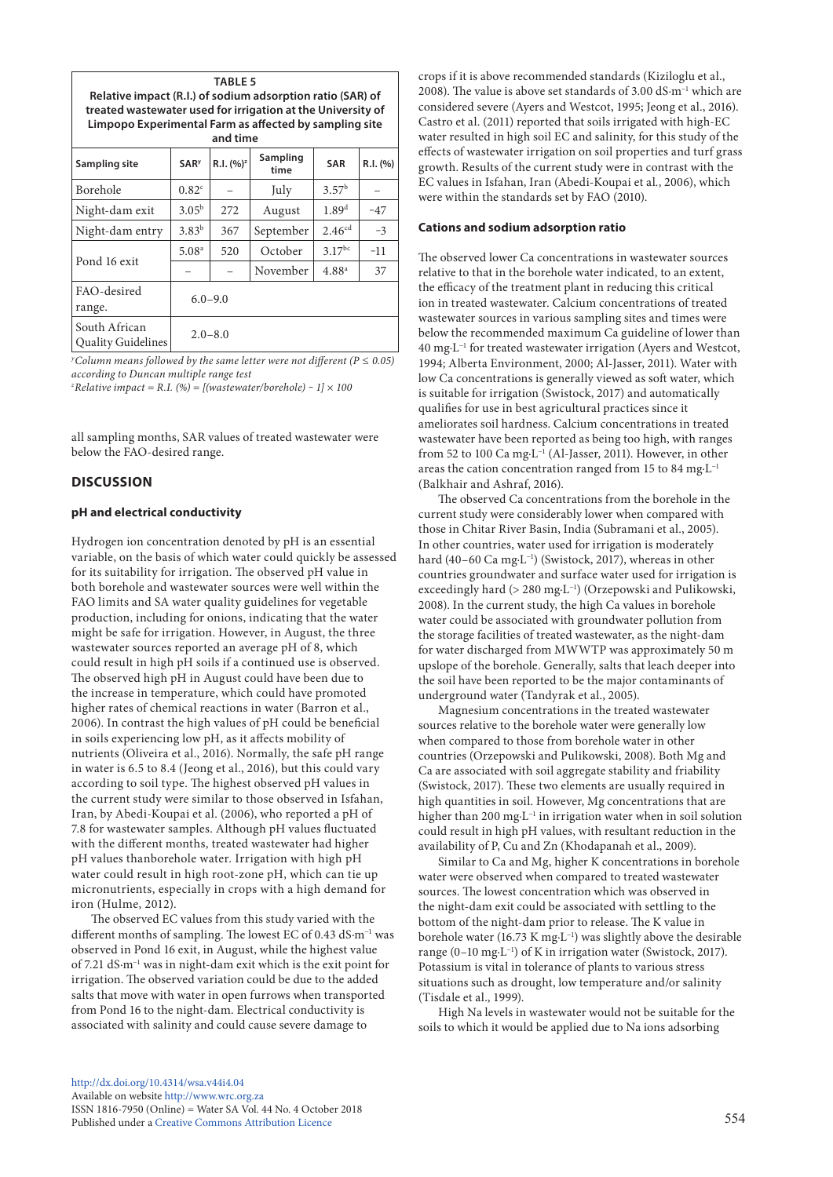**TABLE 5**
**Relative impact (R.I.) of sodium adsorption ratio (SAR) of treated wastewater used for irrigation at the University of Limpopo Experimental Farm as affected by sampling site and time**

| Sampling site | SAR[y] | R.I. (%)[z] | Sampling time | SAR | R.I. (%) |
|---|---|---|---|---|---|
| Borehole | 0.82[c] | – | July | 3.57[b] | – |
| Night-dam exit | 3.05[b] | 272 | August | 1.89[d] | −47 |
| Night-dam entry | 3.83[b] | 367 | September | 2.46[cd] | −3 |
| Pond 16 exit | 5.08[a] | 520 | October | 3.17[bc] | −11 |
| | – | – | November | 4.88[a] | 37 |
| FAO-desired range. | 6.0–9.0 | | | | |
| South African Quality Guidelines | 2.0–8.0 | | | | |

[y]*Column means followed by the same letter were not different ($P \leq 0.05$) according to Duncan multiple range test*
[z]*Relative impact = R.I. (%) = [(wastewater/borehole) − 1] × 100*

all sampling months, SAR values of treated wastewater were below the FAO-desired range.

## DISCUSSION

### pH and electrical conductivity

Hydrogen ion concentration denoted by pH is an essential variable, on the basis of which water could quickly be assessed for its suitability for irrigation. The observed pH value in both borehole and wastewater sources were well within the FAO limits and SA water quality guidelines for vegetable production, including for onions, indicating that the water might be safe for irrigation. However, in August, the three wastewater sources reported an average pH of 8, which could result in high pH soils if a continued use is observed. The observed high pH in August could have been due to the increase in temperature, which could have promoted higher rates of chemical reactions in water (Barron et al., 2006). In contrast the high values of pH could be beneficial in soils experiencing low pH, as it affects mobility of nutrients (Oliveira et al., 2016). Normally, the safe pH range in water is 6.5 to 8.4 (Jeong et al., 2016), but this could vary according to soil type. The highest observed pH values in the current study were similar to those observed in Isfahan, Iran, by Abedi-Koupai et al. (2006), who reported a pH of 7.8 for wastewater samples. Although pH values fluctuated with the different months, treated wastewater had higher pH values thanborehole water. Irrigation with high pH water could result in high root-zone pH, which can tie up micronutrients, especially in crops with a high demand for iron (Hulme, 2012).

The observed EC values from this study varied with the different months of sampling. The lowest EC of 0.43 dS·m$^{-1}$ was observed in Pond 16 exit, in August, while the highest value of 7.21 dS·m$^{-1}$ was in night-dam exit which is the exit point for irrigation. The observed variation could be due to the added salts that move with water in open furrows when transported from Pond 16 to the night-dam. Electrical conductivity is associated with salinity and could cause severe damage to crops if it is above recommended standards (Kiziloglu et al., 2008). The value is above set standards of 3.00 dS·m$^{-1}$ which are considered severe (Ayers and Westcot, 1995; Jeong et al., 2016). Castro et al. (2011) reported that soils irrigated with high-EC water resulted in high soil EC and salinity, for this study of the effects of wastewater irrigation on soil properties and turf grass growth. Results of the current study were in contrast with the EC values in Isfahan, Iran (Abedi-Koupai et al., 2006), which were within the standards set by FAO (2010).

### Cations and sodium adsorption ratio

The observed lower Ca concentrations in wastewater sources relative to that in the borehole water indicated, to an extent, the efficacy of the treatment plant in reducing this critical ion in treated wastewater. Calcium concentrations of treated wastewater sources in various sampling sites and times were below the recommended maximum Ca guideline of lower than 40 mg·L$^{-1}$ for treated wastewater irrigation (Ayers and Westcot, 1994; Alberta Environment, 2000; Al-Jasser, 2011). Water with low Ca concentrations is generally viewed as soft water, which is suitable for irrigation (Swistock, 2017) and automatically qualifies for use in best agricultural practices since it ameliorates soil hardness. Calcium concentrations in treated wastewater have been reported as being too high, with ranges from 52 to 100 Ca mg·L$^{-1}$ (Al-Jasser, 2011). However, in other areas the cation concentration ranged from 15 to 84 mg·L$^{-1}$ (Balkhair and Ashraf, 2016).

The observed Ca concentrations from the borehole in the current study were considerably lower when compared with those in Chitar River Basin, India (Subramani et al., 2005). In other countries, water used for irrigation is moderately hard (40–60 Ca mg·L$^{-1}$) (Swistock, 2017), whereas in other countries groundwater and surface water used for irrigation is exceedingly hard (> 280 mg·L$^{-1}$) (Orzepowski and Pulikowski, 2008). In the current study, the high Ca values in borehole water could be associated with groundwater pollution from the storage facilities of treated wastewater, as the night-dam for water discharged from MWWTP was approximately 50 m upslope of the borehole. Generally, salts that leach deeper into the soil have been reported to be the major contaminants of underground water (Tandyrak et al., 2005).

Magnesium concentrations in the treated wastewater sources relative to the borehole water were generally low when compared to those from borehole water in other countries (Orzepowski and Pulikowski, 2008). Both Mg and Ca are associated with soil aggregate stability and friability (Swistock, 2017). These two elements are usually required in high quantities in soil. However, Mg concentrations that are higher than 200 mg·L$^{-1}$ in irrigation water when in soil solution could result in high pH values, with resultant reduction in the availability of P, Cu and Zn (Khodapanah et al., 2009).

Similar to Ca and Mg, higher K concentrations in borehole water were observed when compared to treated wastewater sources. The lowest concentration which was observed in the night-dam exit could be associated with settling to the bottom of the night-dam prior to release. The K value in borehole water (16.73 K mg·L$^{-1}$) was slightly above the desirable range (0–10 mg·L$^{-1}$) of K in irrigation water (Swistock, 2017). Potassium is vital in tolerance of plants to various stress situations such as drought, low temperature and/or salinity (Tisdale et al., 1999).

High Na levels in wastewater would not be suitable for the soils to which it would be applied due to Na ions adsorbing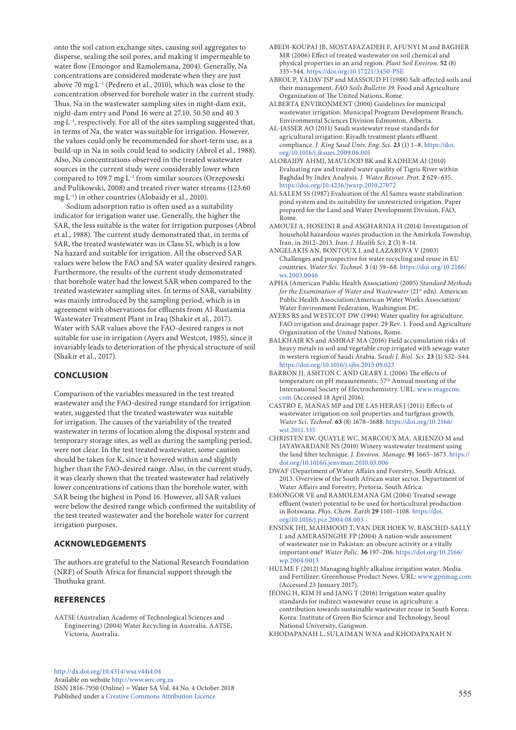onto the soil cation exchange sites, causing soil aggregates to disperse, sealing the soil pores, and making it impermeable to water flow (Emongor and Ramolemana, 2004). Generally, Na concentrations are considered moderate when they are just above 70 mg·L$^{-1}$ (Pedrero et al., 2010), which was close to the concentration observed for borehole water in the current study. Thus, Na in the wastewater sampling sites in night-dam exit, night-dam entry and Pond 16 were at 27.10, 50.50 and 40.3 mg·L$^{-1}$, respectively. For all of the sites sampling suggested that, in terms of Na, the water was suitable for irrigation. However, the values could only be recommended for short-term use, as a build-up in Na in soils could lead to sodicity (Abrol et al., 1988). Also, Na concentrations observed in the treated wastewater sources in the current study were considerably lower when compared to 109.7 mg·L$^{-1}$ from similar sources (Orzepowski and Pulikowski, 2008) and treated river water streams (123.60 mg·L$^{-1}$) in other countries (Alobaidy et al., 2010).

Sodium adsorption ratio is often used as a suitability indicator for irrigation water use. Generally, the higher the SAR, the less suitable is the water for irrigation purposes (Abrol et al., 1988). The current study demonstrated that, in terms of SAR, the treated wastewater was in Class S1, which is a low Na hazard and suitable for irrigation. All the observed SAR values were below the FAO and SA water quality desired ranges. Furthermore, the results of the current study demonstrated that borehole water had the lowest SAR when compared to the treated wastewater sampling sites. In terms of SAR, variability was mainly introduced by the sampling period, which is in agreement with observations for effluents from Al-Rustamia Wastewater Treatment Plant in Iraq (Shakir et al., 2017). Water with SAR values above the FAO-desired ranges is not suitable for use in irrigation (Ayers and Westcot, 1985), since it invariably leads to deterioration of the physical structure of soil (Shakir et al., 2017).

## CONCLUSION

Comparison of the variables measured in the test treated wastewater and the FAO-desired range standard for irrigation water, suggested that the treated wastewater was suitable for irrigation. The causes of the variability of the treated wastewater in terms of location along the disposal system and temporary storage sites, as well as during the sampling period, were not clear. In the test treated wastewater, some caution should be taken for K, since it hovered within and slightly higher than the FAO-desired range. Also, in the current study, it was clearly shown that the treated wastewater had relatively lower concentrations of cations than the borehole water, with SAR being the highest in Pond 16. However, all SAR values were below the desired range which confirmed the suitability of the test treated wastewater and the borehole water for current irrigation purposes.

## ACKNOWLEDGEMENTS

The authors are grateful to the National Research Foundation (NRF) of South Africa for financial support through the Thuthuka grant.

## REFERENCES

AATSE (Australian Academy of Technological Sciences and Engineering) (2004) Water Recycling in Australia. AATSE, Victoria, Australia.

ABEDI-KOUPAI JB, MOSTAFAZADEH F, AFUNYI M and BAGHER MR (2006) Effect of treated wastewater on soil chemical and physical properties in an arid region. *Plant Soil Environ.* **52** (8) 335–344. https://doi.org/10.17221/3450-PSE

ABROL P, YADAV JSP and MASSOUD FI (1988) Salt-affected soils and their management. *FAO Soils Bulletin 39*. Food and Agriculture Organization of The United Nations, Rome.

ALBERTA ENVIRONMENT (2000) Guidelines for municipal wastewater irrigation. Municipal Program Development Branch, Environmental Sciences Division Edmonton, Alberta.

AL-JASSER AO (2011) Saudi wastewater reuse standards for agricultural irrigation: Riyadh treatment plants effluent compliance. *J. King Saud Univ. Eng. Sci.* **23** (1) 1–8. https://doi.org/10.1016/j.jksues.2009.06.001

ALOBAIDY AHMJ, MAULOOD BK and KADHEM AJ (2010) Evaluating raw and treated water quality of Tigris River within Baghdad by Index Analysis. *J. Water Resour. Prot.* **2** 629–635. https://doi.org/10.4236/jwarp.2010.27072

AL SALEM SS (1987) Evaluation of the Al Samra waste stabilization pond system and its suitability for unrestricted irrigation. Paper prepared for the Land and Water Development Division, FAO, Rome.

AMOUEI A, HOSEINI R and ASGHARNIA H (2014) Investigation of household hazardous wastes production in the Amirkola Township, Iran, in 2012–2013. *Iran. J. Health Sci.* **2** (3) 8–14.

ANGELAKIS AN, BONTOUX L and LAZAROVA V (2003) Challenges and prospective for water recycling and reuse in EU countries. *Water Sci. Technol.* **3** (4) 59–68. https://doi.org/10.2166/ws.2003.0046

APHA (American Public Health Association) (2005) *Standard Methods for the Examination of Water and Wastewater* (21st edn). American Public Health Association/American Water Works Association/Water Environment Federation, Washington DC.

AYERS RS and WESTCOT DW (1994) Water quality for agriculture. FAO irrigation and drainage paper. 29 Rev. 1. Food and Agriculture Organization of the United Nations, Rome.

BALKHAIR KS and ASHRAF MA (2016) Field accumulation risks of heavy metals in soil and vegetable crop irrigated with sewage water in western region of Saudi Arabia. *Saudi J. Biol. Sci.* **23** (1) S32–S44. https://doi.org/10.1016/j.sjbs.2015.09.023

BARRON JJ, ASHTON C AND GEARY L (2006) The effects of temperature on pH measurements. 57th Annual meeting of the International Society of Electrochemistry. URL: www.reagecon.com (Accessed 18 April 2016).

CASTRO E, MAÑAS MP and DE LAS HERAS J (2011) Effects of wastewater irrigation on soil properties and turfgrass growth. *Water Sci. Technol.* **63** (8) 1678–1688. https://doi.org/10.2166/wst.2011.335

CHRISTEN EW, QUAYLE WC, MARCOUX MA, ARIENZO M and JAYAWARDANE NS (2010) Winery wastewater treatment using the land filter technique. *J. Environ. Manage.* **91** 1665–1673. https://doi.org/10.1016/j.jenvman.2010.03.006

DWAF (Department of Water Affairs and Forestry, South Africa), 2013. Overview of the South African water sector. Department of Water Affairs and Forestry, Pretoria, South Africa.

EMONGOR VE and RAMOLEMANA GM (2004) Treated sewage effluent (water) potential to be used for horticultural production in Botswana. *Phys. Chem. Earth* **29** 1101–1108. https://doi.org/10.1016/j.pce.2004.08.003

ENSINK JHJ, MAHMOOD T, VAN DER HOEK W, RASCHID-SALLY L and AMERASINGHE FP (2004) A nation-wide assessment of wastewater use in Pakistan: an obscure activity or a vitally important one? *Water Polic.* **36** 197–206. https://doi.org/10.2166/wp.2004.0013

HULME F (2012) Managing highly alkaline irrigation water. Media and Fertilizer: Greenhouse Product News. URL: www.gpnmag.com (Accessed 23 January 2017).

JEONG H, KIM H and JANG T (2016) Irrigation water quality standards for indirect wastewater reuse in agriculture: a contribution towards sustainable wastewater reuse in South Korea. Korea: Institute of Green Bio Science and Technology, Seoul National University, Gangwon.

KHODAPANAH L, SULAIMAN WNA and KHODAPANAH N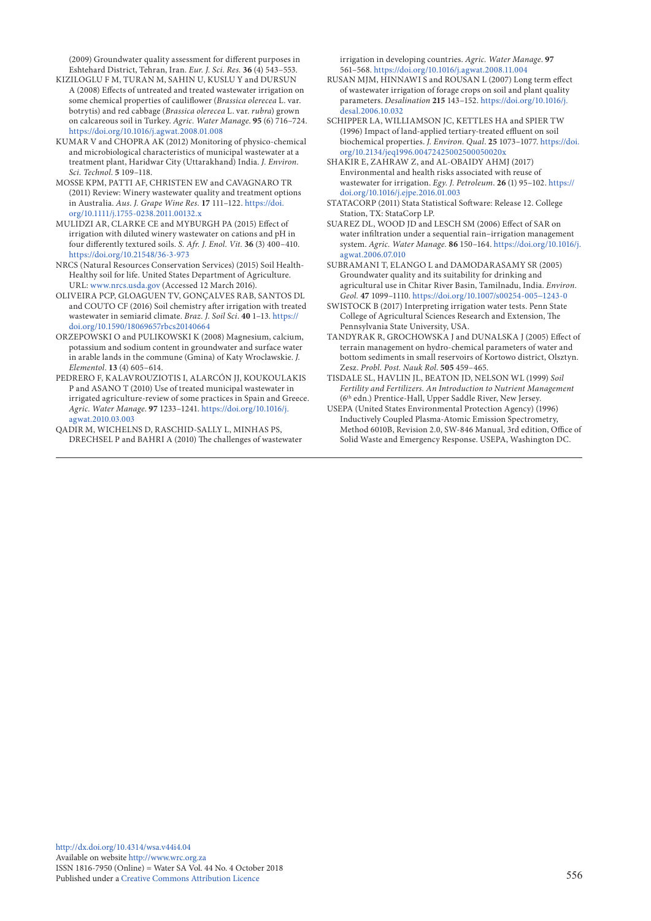(2009) Groundwater quality assessment for different purposes in Eshtehard District, Tehran, Iran. *Eur. J. Sci. Res.* **36** (4) 543–553.

KIZILOGLU F M, TURAN M, SAHIN U, KUSLU Y and DURSUN A (2008) Effects of untreated and treated wastewater irrigation on some chemical properties of cauliflower (*Brassica olerecea* L. var. botrytis) and red cabbage (*Brassica olerecea* L. var. *rubra*) grown on calcareous soil in Turkey. *Agric. Water Manage.* **95** (6) 716–724. https://doi.org/10.1016/j.agwat.2008.01.008

KUMAR V and CHOPRA AK (2012) Monitoring of physico-chemical and microbiological characteristics of municipal wastewater at a treatment plant, Haridwar City (Uttarakhand) India. *J. Environ. Sci. Technol.* **5** 109–118.

MOSSE KPM, PATTI AF, CHRISTEN EW and CAVAGNARO TR (2011) Review: Winery wastewater quality and treatment options in Australia. *Aus. J. Grape Wine Res.* **17** 111–122. https://doi.org/10.1111/j.1755-0238.2011.00132.x

MULIDZI AR, CLARKE CE and MYBURGH PA (2015) Effect of irrigation with diluted winery wastewater on cations and pH in four differently textured soils. *S. Afr. J. Enol. Vit.* **36** (3) 400–410. https://doi.org/10.21548/36-3-973

NRCS (Natural Resources Conservation Services) (2015) Soil Health-Healthy soil for life. United States Department of Agriculture. URL: www.nrcs.usda.gov (Accessed 12 March 2016).

OLIVEIRA PCP, GLOAGUEN TV, GONÇALVES RAB, SANTOS DL and COUTO CF (2016) Soil chemistry after irrigation with treated wastewater in semiarid climate. *Braz. J. Soil Sci.* **40** 1–13. https://doi.org/10.1590/18069657rbcs20140664

ORZEPOWSKI O and PULIKOWSKI K (2008) Magnesium, calcium, potassium and sodium content in groundwater and surface water in arable lands in the commune (Gmina) of Katy Wroclawskie. *J. Elementol.* **13** (4) 605–614.

PEDRERO F, KALAVROUZIOTIS I, ALARCÓN JJ, KOUKOULAKIS P and ASANO T (2010) Use of treated municipal wastewater in irrigated agriculture-review of some practices in Spain and Greece. *Agric. Water Manage.* **97** 1233–1241. https://doi.org/10.1016/j.agwat.2010.03.003

QADIR M, WICHELNS D, RASCHID-SALLY L, MINHAS PS, DRECHSEL P and BAHRI A (2010) The challenges of wastewater irrigation in developing countries. *Agric. Water Manage.* **97** 561–568. https://doi.org/10.1016/j.agwat.2008.11.004

RUSAN MJM, HINNAWI S and ROUSAN L (2007) Long term effect of wastewater irrigation of forage crops on soil and plant quality parameters. *Desalination* **215** 143–152. https://doi.org/10.1016/j.desal.2006.10.032

SCHIPPER LA, WILLIAMSON JC, KETTLES HA and SPIER TW (1996) Impact of land-applied tertiary-treated effluent on soil biochemical properties. *J. Environ. Qual.* **25** 1073–1077. https://doi.org/10.2134/jeq1996.00472425002500050020x

SHAKIR E, ZAHRAW Z, and AL-OBAIDY AHMJ (2017) Environmental and health risks associated with reuse of wastewater for irrigation. *Egy. J. Petroleum.* **26** (1) 95–102. https://doi.org/10.1016/j.ejpe.2016.01.003

STATACORP (2011) Stata Statistical Software: Release 12. College Station, TX: StataCorp LP.

SUAREZ DL, WOOD JD and LESCH SM (2006) Effect of SAR on water infiltration under a sequential rain–irrigation management system. *Agric. Water Manage.* **86** 150–164. https://doi.org/10.1016/j.agwat.2006.07.010

SUBRAMANI T, ELANGO L and DAMODARASAMY SR (2005) Groundwater quality and its suitability for drinking and agricultural use in Chitar River Basin, Tamilnadu, India. *Environ. Geol.* **47** 1099–1110. https://doi.org/10.1007/s00254-005–1243-0

SWISTOCK B (2017) Interpreting irrigation water tests. Penn State College of Agricultural Sciences Research and Extension, The Pennsylvania State University, USA.

TANDYRAK R, GROCHOWSKA J and DUNALSKA J (2005) Effect of terrain management on hydro-chemical parameters of water and bottom sediments in small reservoirs of Kortowo district, Olsztyn. Zesz. *Probl. Post. Nauk Rol.* **505** 459–465.

TISDALE SL, HAVLIN JL, BEATON JD, NELSON WL (1999) *Soil Fertility and Fertilizers. An Introduction to Nutrient Management* (6th edn.) Prentice-Hall, Upper Saddle River, New Jersey.

USEPA (United States Environmental Protection Agency) (1996) Inductively Coupled Plasma-Atomic Emission Spectrometry, Method 6010B, Revision 2.0, SW-846 Manual, 3rd edition, Office of Solid Waste and Emergency Response. USEPA, Washington DC.